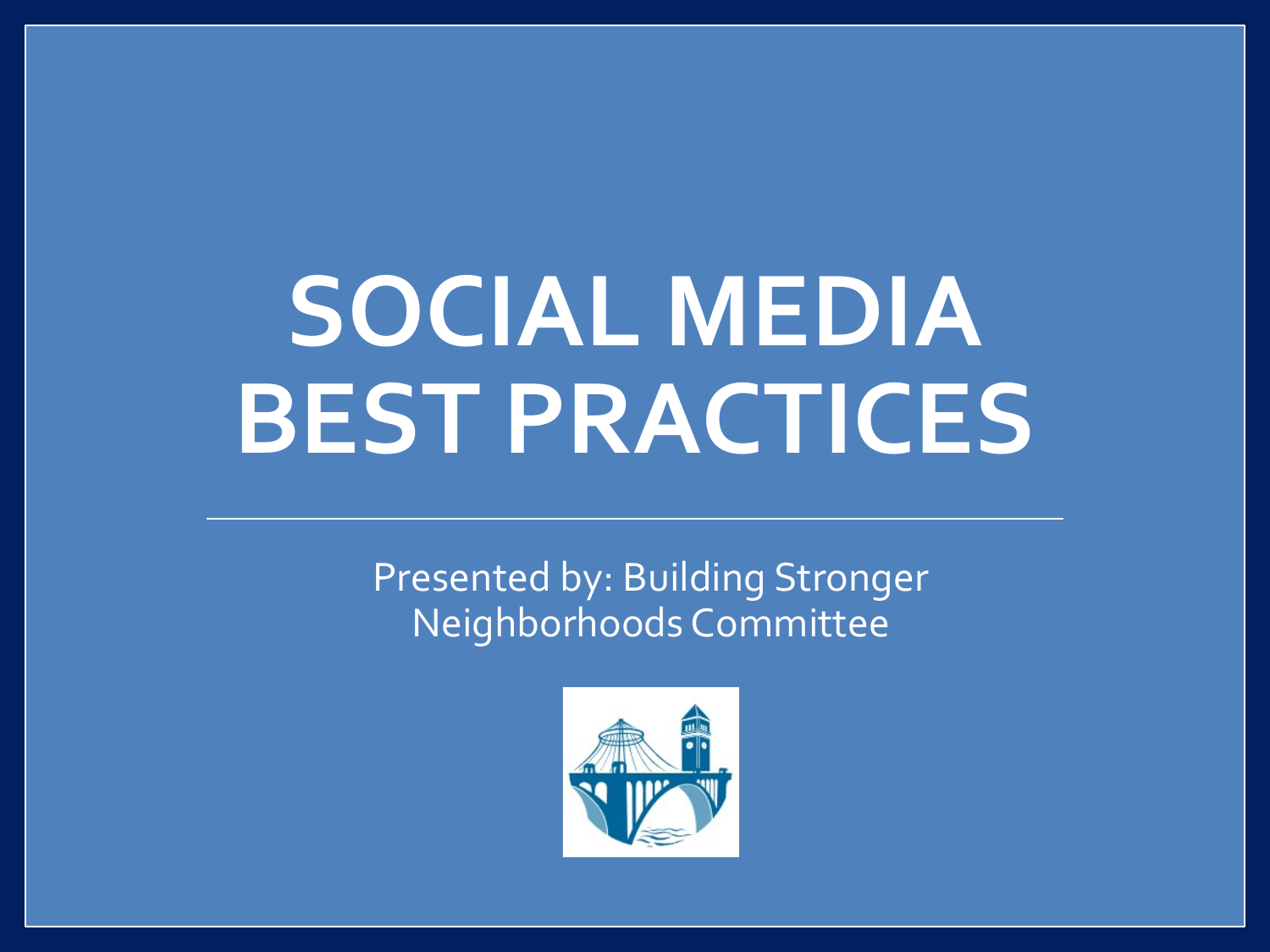# SOCIAL MEDIA BEST PRACTICES

Presented by: Building Stronger Neighborhoods Committee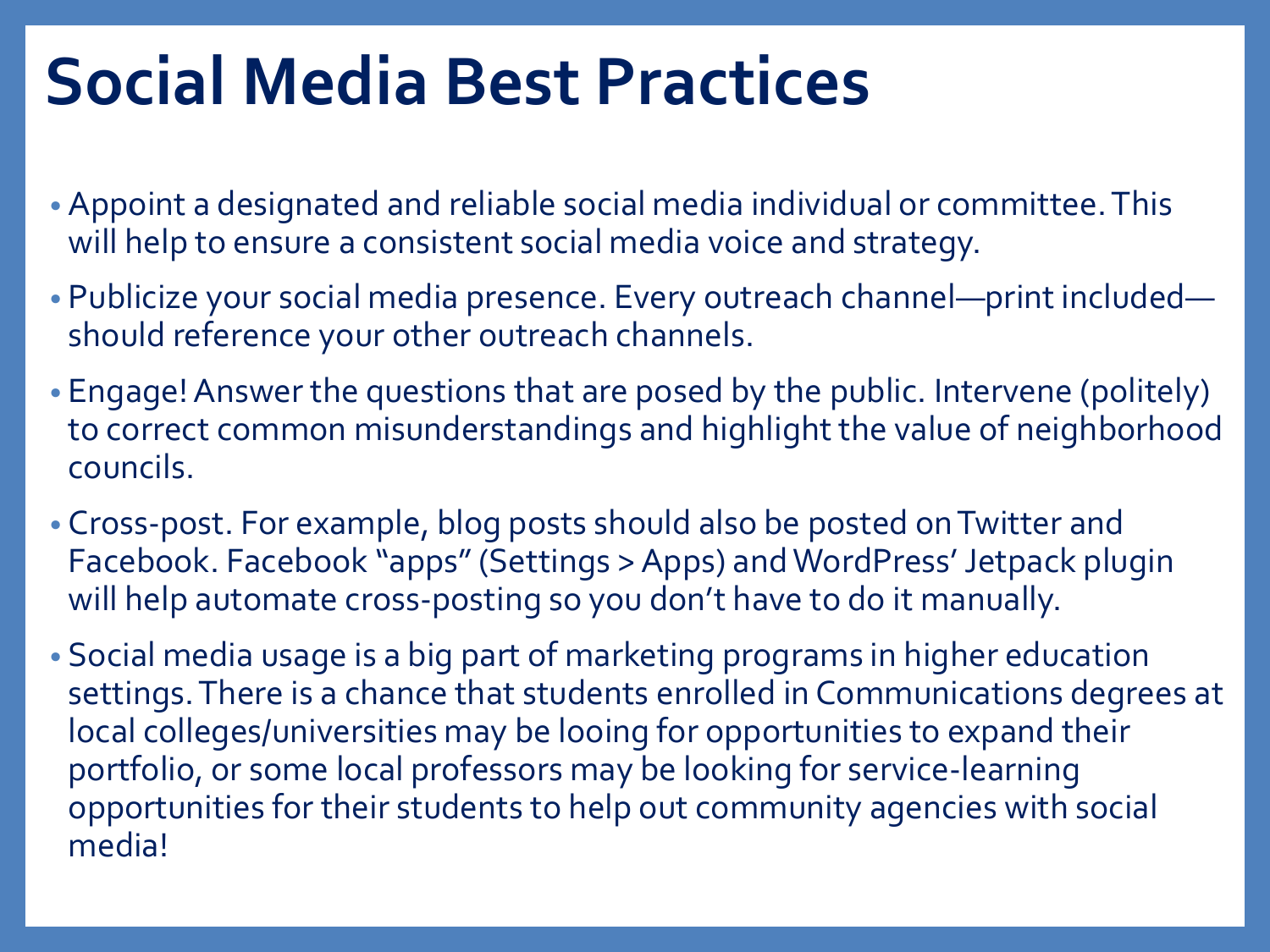# Social Media Best Practices

- Appoint a designated and reliable social media individual or committee. This will help to ensure a consistent social media voice and strategy.
- Publicize your social media presence. Every outreach channel—print included—should reference your other outreach channels.
- Engage! Answer the questions that are posed by the public. Intervene (politely) to correct common misunderstandings and highlight the value of neighborhood councils.
- Cross-post. For example, blog posts should also be posted on Twitter and Facebook. Facebook "apps" (Settings > Apps) and WordPress' Jetpack plugin will help automate cross-posting so you don't have to do it manually.
- Social media usage is a big part of marketing programs in higher education settings. There is a chance that students enrolled in Communications degrees at local colleges/universities may be looing for opportunities to expand their portfolio, or some local professors may be looking for service-learning opportunities for their students to help out community agencies with social media!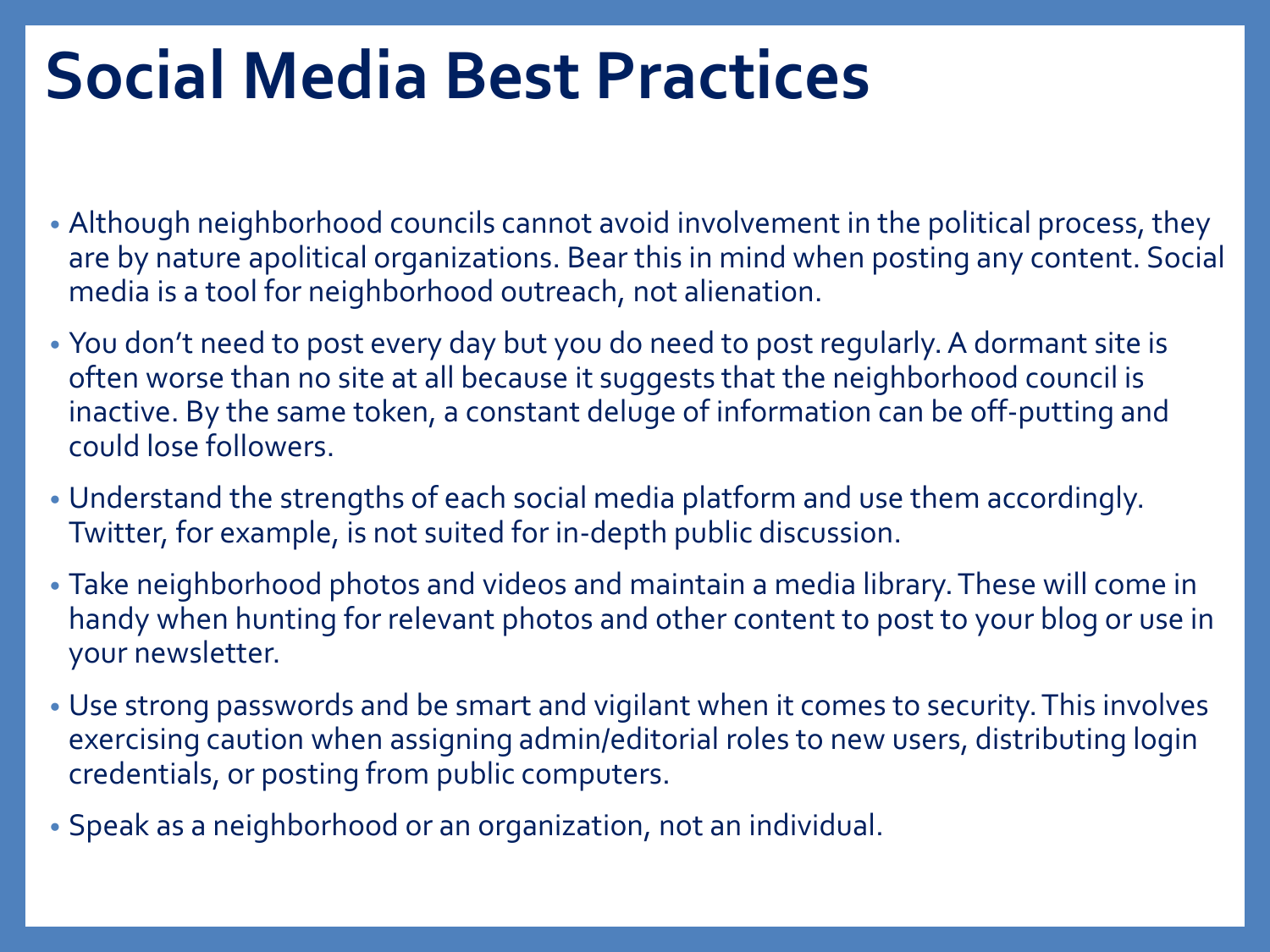# Social Media Best Practices

- Although neighborhood councils cannot avoid involvement in the political process, they are by nature apolitical organizations. Bear this in mind when posting any content. Social media is a tool for neighborhood outreach, not alienation.
- You don't need to post every day but you do need to post regularly. A dormant site is often worse than no site at all because it suggests that the neighborhood council is inactive. By the same token, a constant deluge of information can be off-putting and could lose followers.
- Understand the strengths of each social media platform and use them accordingly. Twitter, for example, is not suited for in-depth public discussion.
- Take neighborhood photos and videos and maintain a media library. These will come in handy when hunting for relevant photos and other content to post to your blog or use in your newsletter.
- Use strong passwords and be smart and vigilant when it comes to security. This involves exercising caution when assigning admin/editorial roles to new users, distributing login credentials, or posting from public computers.
- Speak as a neighborhood or an organization, not an individual.